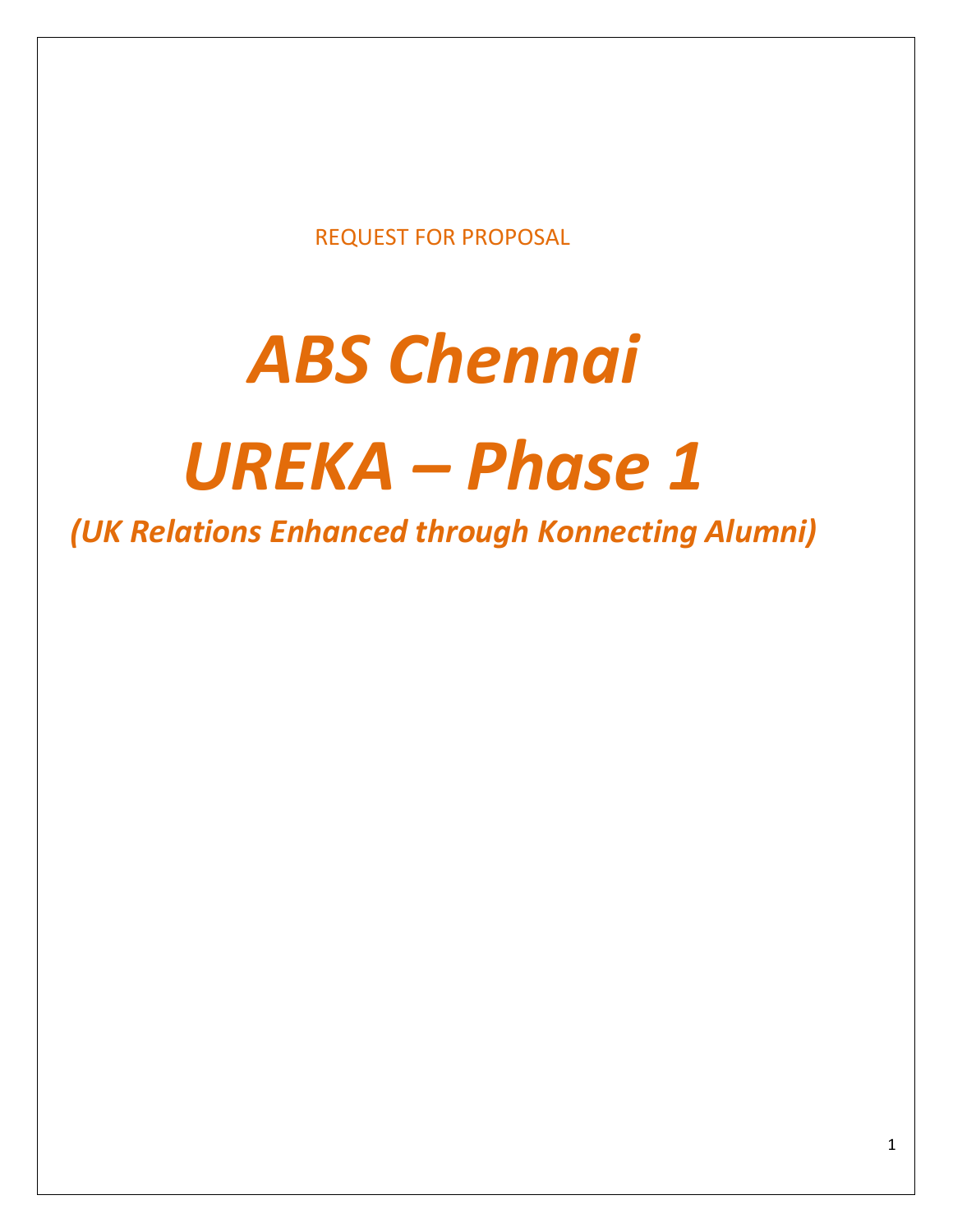REQUEST FOR PROPOSAL

# *ABS Chennai*

# *UREKA – Phase 1*

## *(UK Relations Enhanced through Konnecting Alumni)*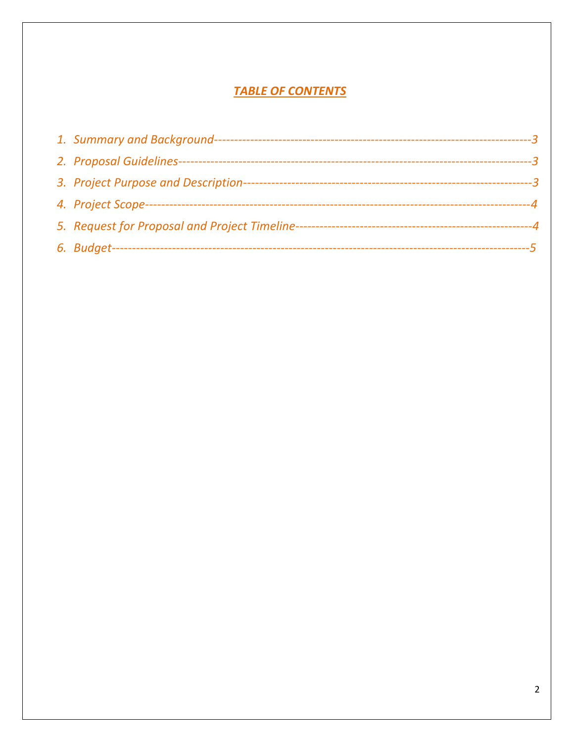# ***TABLE OF CONTENTS***

1. *Summary and Background---------------------------------------------------------------------------3*
2. *Proposal Guidelines-------------------------------------------------------------------------------------3*
3. *Project Purpose and Description---------------------------------------------------------------------3*
4. *Project Scope-------------------------------------------------------------------------------------------4*
5. *Request for Proposal and Project Timeline--------------------------------------------------------4*
6. *Budget-----------------------------------------------------------------------------------------------------5*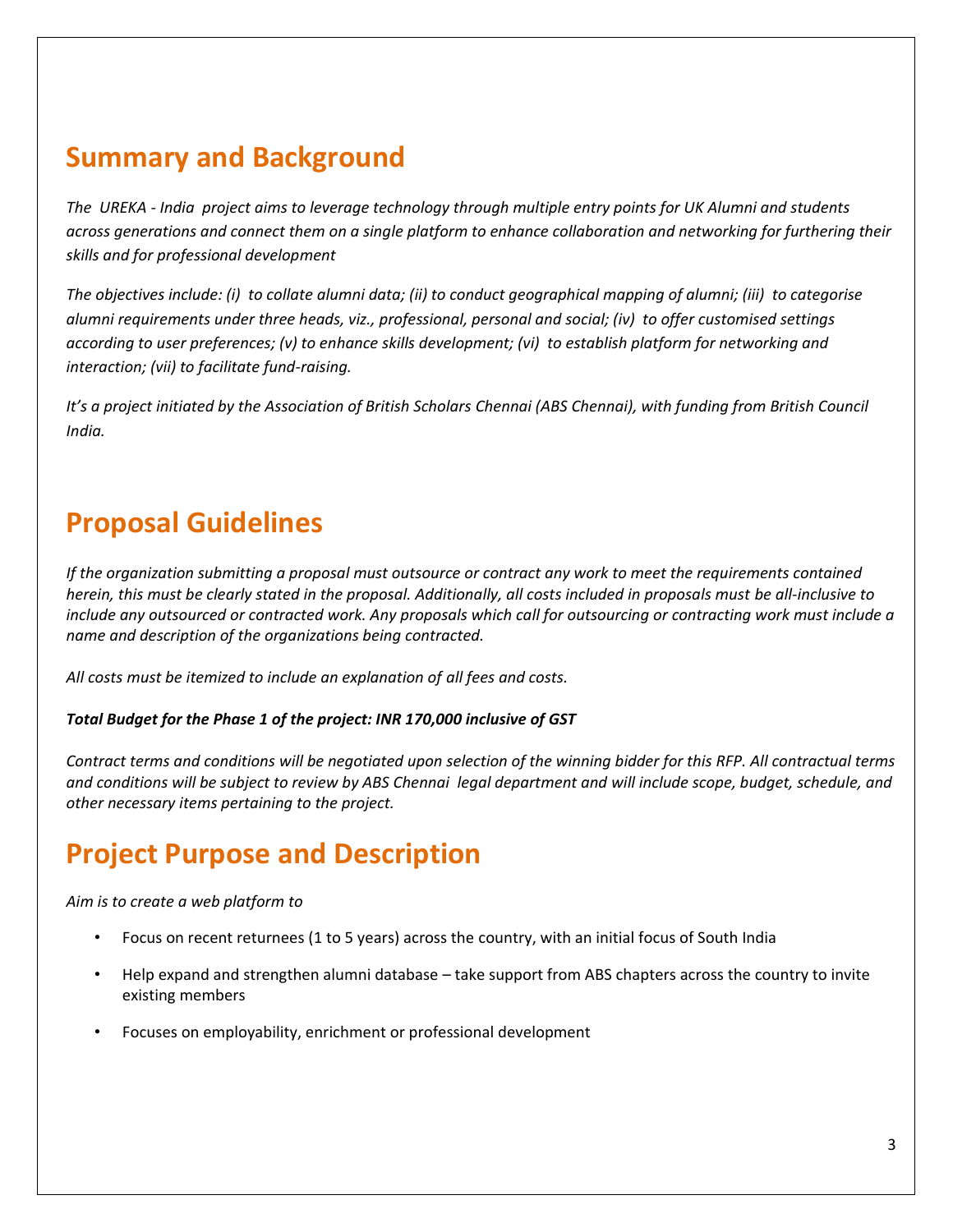## Summary and Background

*The UREKA - India project aims to leverage technology through multiple entry points for UK Alumni and students across generations and connect them on a single platform to enhance collaboration and networking for furthering their skills and for professional development*

*The objectives include: (i) to collate alumni data; (ii) to conduct geographical mapping of alumni; (iii) to categorise alumni requirements under three heads, viz., professional, personal and social; (iv) to offer customised settings according to user preferences; (v) to enhance skills development; (vi) to establish platform for networking and interaction; (vii) to facilitate fund-raising.*

*It's a project initiated by the Association of British Scholars Chennai (ABS Chennai), with funding from British Council India.*

## Proposal Guidelines

*If the organization submitting a proposal must outsource or contract any work to meet the requirements contained herein, this must be clearly stated in the proposal. Additionally, all costs included in proposals must be all-inclusive to include any outsourced or contracted work. Any proposals which call for outsourcing or contracting work must include a name and description of the organizations being contracted.*

*All costs must be itemized to include an explanation of all fees and costs.*

***Total Budget for the Phase 1 of the project: INR 170,000 inclusive of GST***

*Contract terms and conditions will be negotiated upon selection of the winning bidder for this RFP. All contractual terms and conditions will be subject to review by ABS Chennai legal department and will include scope, budget, schedule, and other necessary items pertaining to the project.*

## Project Purpose and Description

*Aim is to create a web platform to*

- Focus on recent returnees (1 to 5 years) across the country, with an initial focus of South India
- Help expand and strengthen alumni database – take support from ABS chapters across the country to invite existing members
- Focuses on employability, enrichment or professional development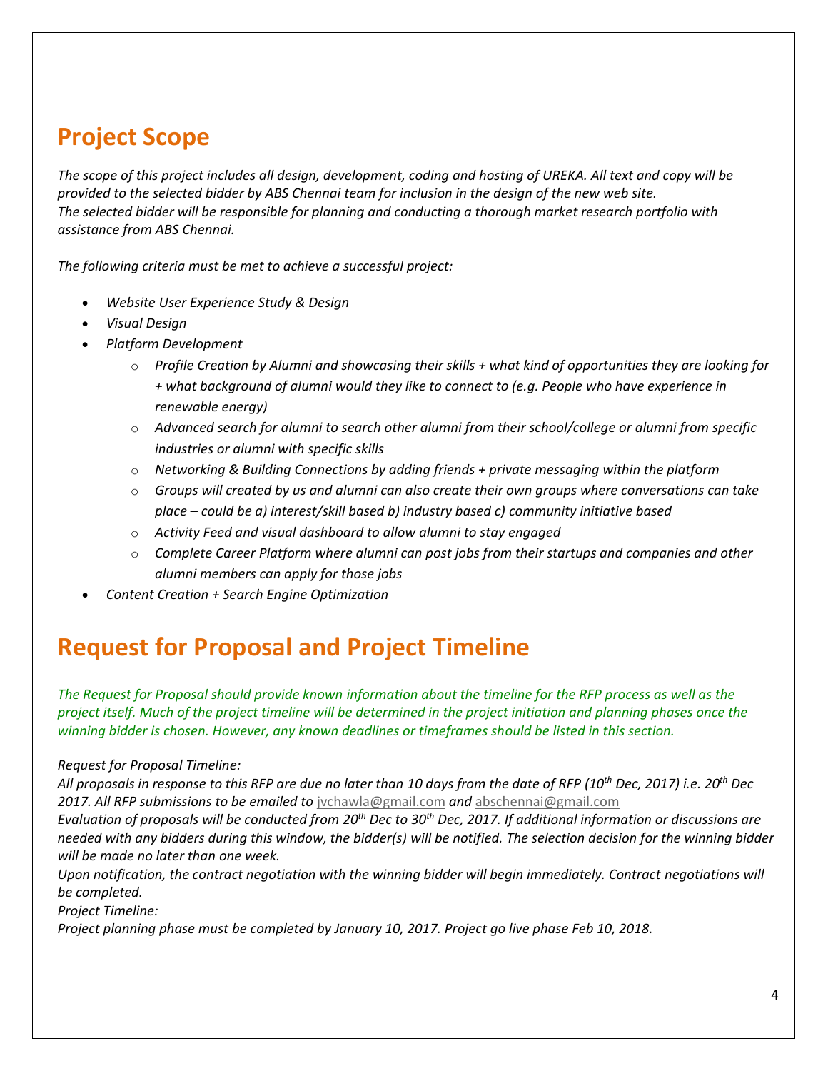## Project Scope

*The scope of this project includes all design, development, coding and hosting of UREKA. All text and copy will be provided to the selected bidder by ABS Chennai team for inclusion in the design of the new web site. The selected bidder will be responsible for planning and conducting a thorough market research portfolio with assistance from ABS Chennai.*

*The following criteria must be met to achieve a successful project:*

- *Website User Experience Study & Design*
- *Visual Design*
- *Platform Development*
  - *Profile Creation by Alumni and showcasing their skills + what kind of opportunities they are looking for + what background of alumni would they like to connect to (e.g. People who have experience in renewable energy)*
  - *Advanced search for alumni to search other alumni from their school/college or alumni from specific industries or alumni with specific skills*
  - *Networking & Building Connections by adding friends + private messaging within the platform*
  - *Groups will created by us and alumni can also create their own groups where conversations can take place – could be a) interest/skill based b) industry based c) community initiative based*
  - *Activity Feed and visual dashboard to allow alumni to stay engaged*
  - *Complete Career Platform where alumni can post jobs from their startups and companies and other alumni members can apply for those jobs*
- *Content Creation + Search Engine Optimization*

## Request for Proposal and Project Timeline

*The Request for Proposal should provide known information about the timeline for the RFP process as well as the project itself. Much of the project timeline will be determined in the project initiation and planning phases once the winning bidder is chosen. However, any known deadlines or timeframes should be listed in this section.*

*Request for Proposal Timeline:*
*All proposals in response to this RFP are due no later than 10 days from the date of RFP (10th Dec, 2017) i.e. 20th Dec 2017. All RFP submissions to be emailed to* jvchawla@gmail.com *and* abschennai@gmail.com
*Evaluation of proposals will be conducted from 20th Dec to 30th Dec, 2017. If additional information or discussions are needed with any bidders during this window, the bidder(s) will be notified. The selection decision for the winning bidder will be made no later than one week.*
*Upon notification, the contract negotiation with the winning bidder will begin immediately. Contract negotiations will be completed.*
*Project Timeline:*
*Project planning phase must be completed by January 10, 2017. Project go live phase Feb 10, 2018.*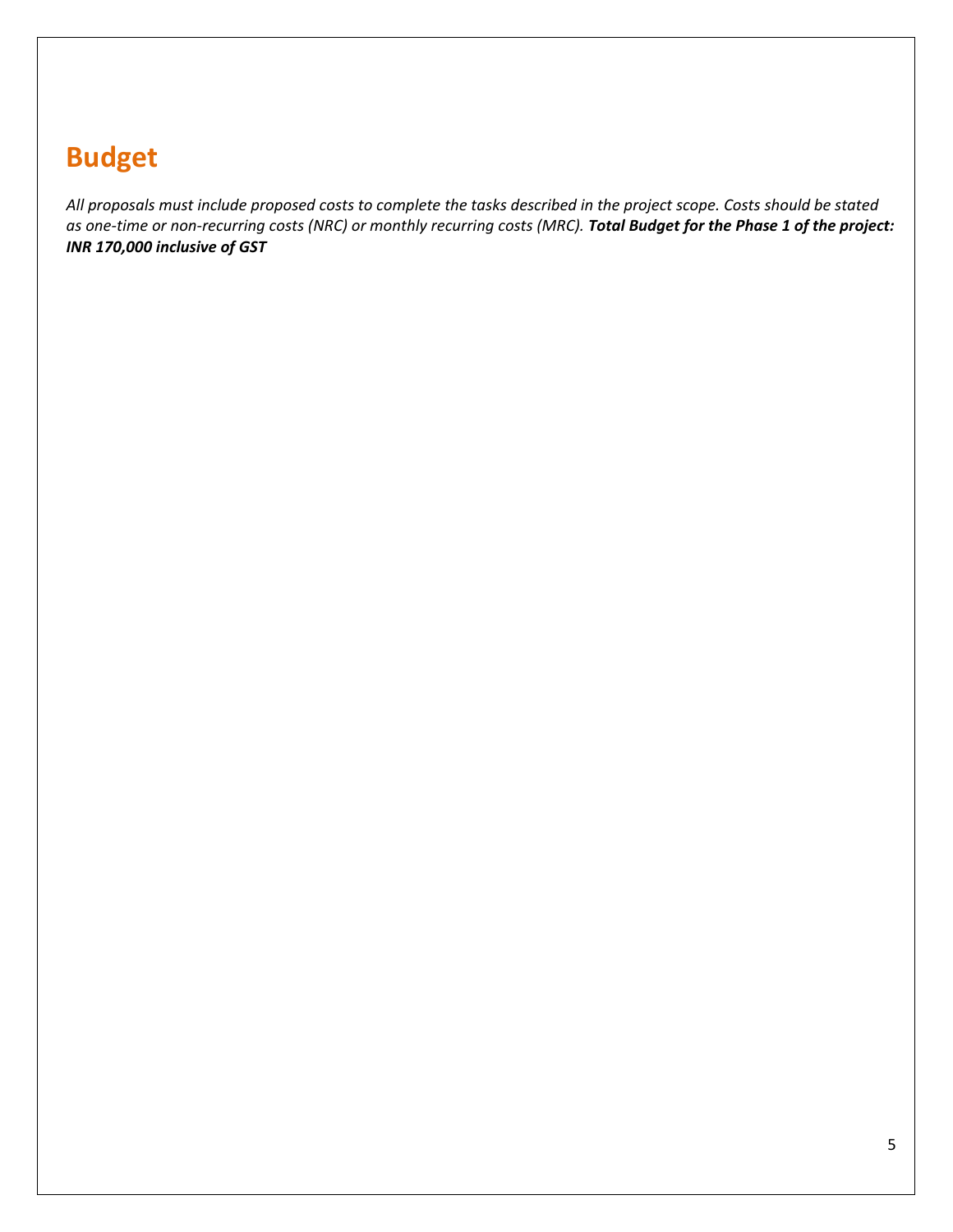# Budget

*All proposals must include proposed costs to complete the tasks described in the project scope. Costs should be stated as one-time or non-recurring costs (NRC) or monthly recurring costs (MRC).* ***Total Budget for the Phase 1 of the project: INR 170,000 inclusive of GST***